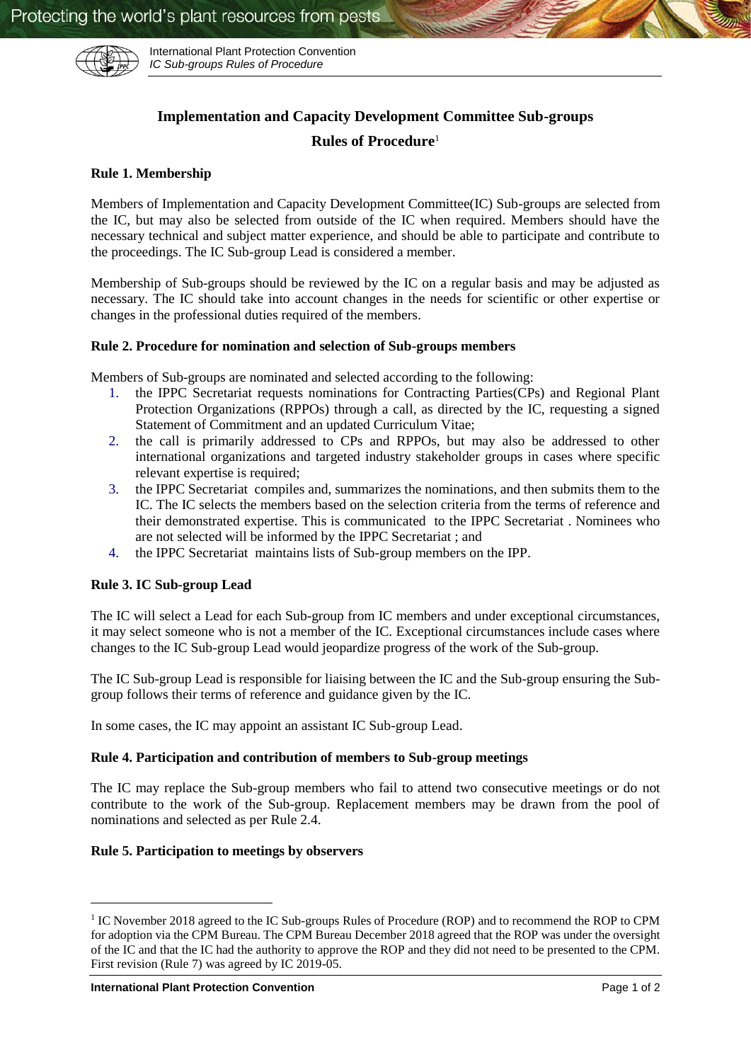# Implementation and Capacity Development Committee Sub-groups

## Rules of Procedure[1]

### Rule 1. Membership

Members of Implementation and Capacity Development Committee(IC) Sub-groups are selected from the IC, but may also be selected from outside of the IC when required. Members should have the necessary technical and subject matter experience, and should be able to participate and contribute to the proceedings. The IC Sub-group Lead is considered a member.

Membership of Sub-groups should be reviewed by the IC on a regular basis and may be adjusted as necessary. The IC should take into account changes in the needs for scientific or other expertise or changes in the professional duties required of the members.

### Rule 2. Procedure for nomination and selection of Sub-groups members

Members of Sub-groups are nominated and selected according to the following:

1. the IPPC Secretariat requests nominations for Contracting Parties(CPs) and Regional Plant Protection Organizations (RPPOs) through a call, as directed by the IC, requesting a signed Statement of Commitment and an updated Curriculum Vitae;
2. the call is primarily addressed to CPs and RPPOs, but may also be addressed to other international organizations and targeted industry stakeholder groups in cases where specific relevant expertise is required;
3. the IPPC Secretariat compiles and, summarizes the nominations, and then submits them to the IC. The IC selects the members based on the selection criteria from the terms of reference and their demonstrated expertise. This is communicated to the IPPC Secretariat . Nominees who are not selected will be informed by the IPPC Secretariat ; and
4. the IPPC Secretariat maintains lists of Sub-group members on the IPP.

### Rule 3. IC Sub-group Lead

The IC will select a Lead for each Sub-group from IC members and under exceptional circumstances, it may select someone who is not a member of the IC. Exceptional circumstances include cases where changes to the IC Sub-group Lead would jeopardize progress of the work of the Sub-group.

The IC Sub-group Lead is responsible for liaising between the IC and the Sub-group ensuring the Sub-group follows their terms of reference and guidance given by the IC.

In some cases, the IC may appoint an assistant IC Sub-group Lead.

### Rule 4. Participation and contribution of members to Sub-group meetings

The IC may replace the Sub-group members who fail to attend two consecutive meetings or do not contribute to the work of the Sub-group. Replacement members may be drawn from the pool of nominations and selected as per Rule 2.4.

### Rule 5. Participation to meetings by observers

---

[1] IC November 2018 agreed to the IC Sub-groups Rules of Procedure (ROP) and to recommend the ROP to CPM for adoption via the CPM Bureau. The CPM Bureau December 2018 agreed that the ROP was under the oversight of the IC and that the IC had the authority to approve the ROP and they did not need to be presented to the CPM. First revision (Rule 7) was agreed by IC 2019-05.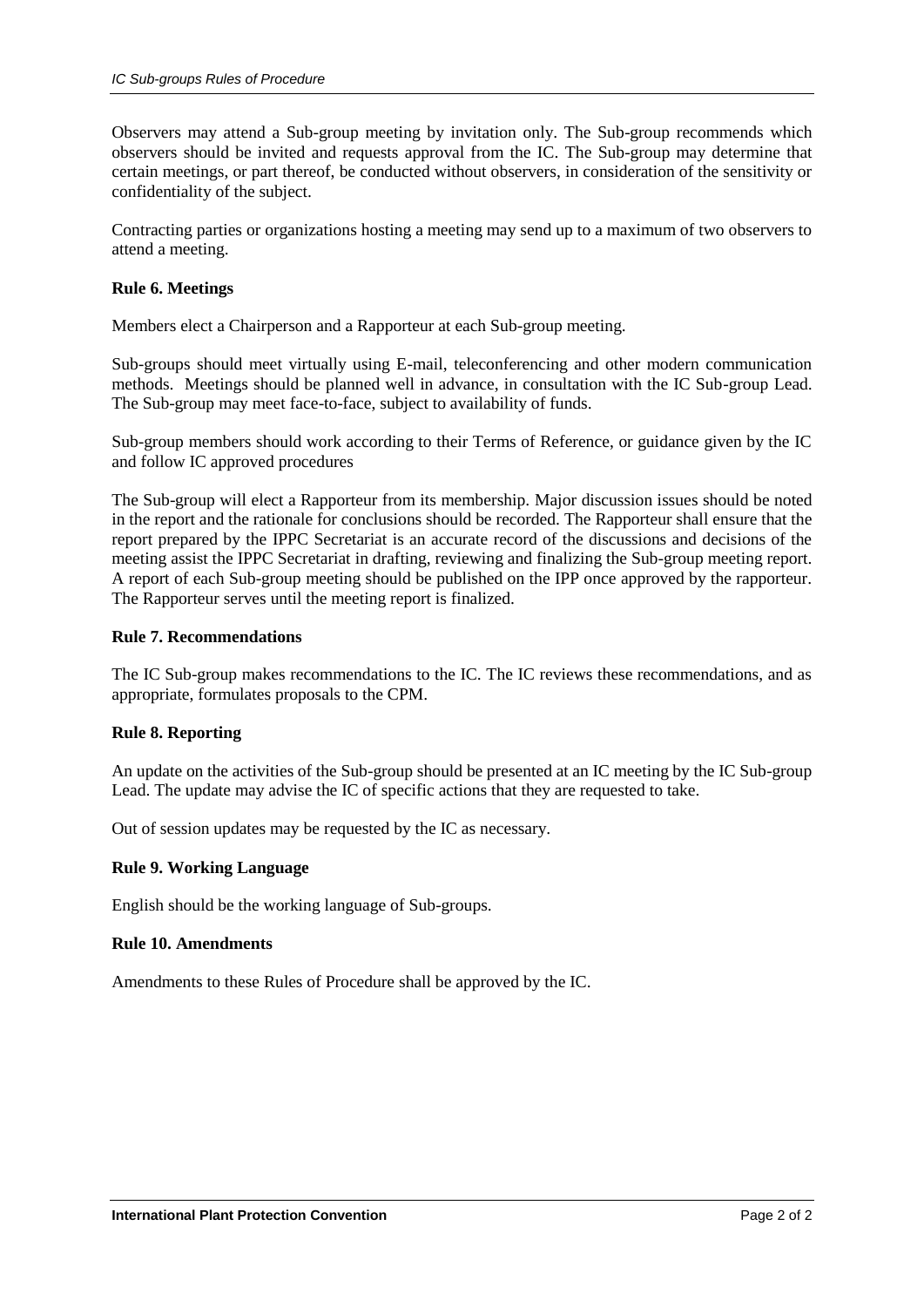Observers may attend a Sub-group meeting by invitation only. The Sub-group recommends which observers should be invited and requests approval from the IC. The Sub-group may determine that certain meetings, or part thereof, be conducted without observers, in consideration of the sensitivity or confidentiality of the subject.

Contracting parties or organizations hosting a meeting may send up to a maximum of two observers to attend a meeting.

**Rule 6. Meetings**

Members elect a Chairperson and a Rapporteur at each Sub-group meeting.

Sub-groups should meet virtually using E-mail, teleconferencing and other modern communication methods. Meetings should be planned well in advance, in consultation with the IC Sub-group Lead. The Sub-group may meet face-to-face, subject to availability of funds.

Sub-group members should work according to their Terms of Reference, or guidance given by the IC and follow IC approved procedures

The Sub-group will elect a Rapporteur from its membership. Major discussion issues should be noted in the report and the rationale for conclusions should be recorded. The Rapporteur shall ensure that the report prepared by the IPPC Secretariat is an accurate record of the discussions and decisions of the meeting assist the IPPC Secretariat in drafting, reviewing and finalizing the Sub-group meeting report. A report of each Sub-group meeting should be published on the IPP once approved by the rapporteur. The Rapporteur serves until the meeting report is finalized.

**Rule 7. Recommendations**

The IC Sub-group makes recommendations to the IC. The IC reviews these recommendations, and as appropriate, formulates proposals to the CPM.

**Rule 8. Reporting**

An update on the activities of the Sub-group should be presented at an IC meeting by the IC Sub-group Lead. The update may advise the IC of specific actions that they are requested to take.

Out of session updates may be requested by the IC as necessary.

**Rule 9. Working Language**

English should be the working language of Sub-groups.

**Rule 10. Amendments**

Amendments to these Rules of Procedure shall be approved by the IC.